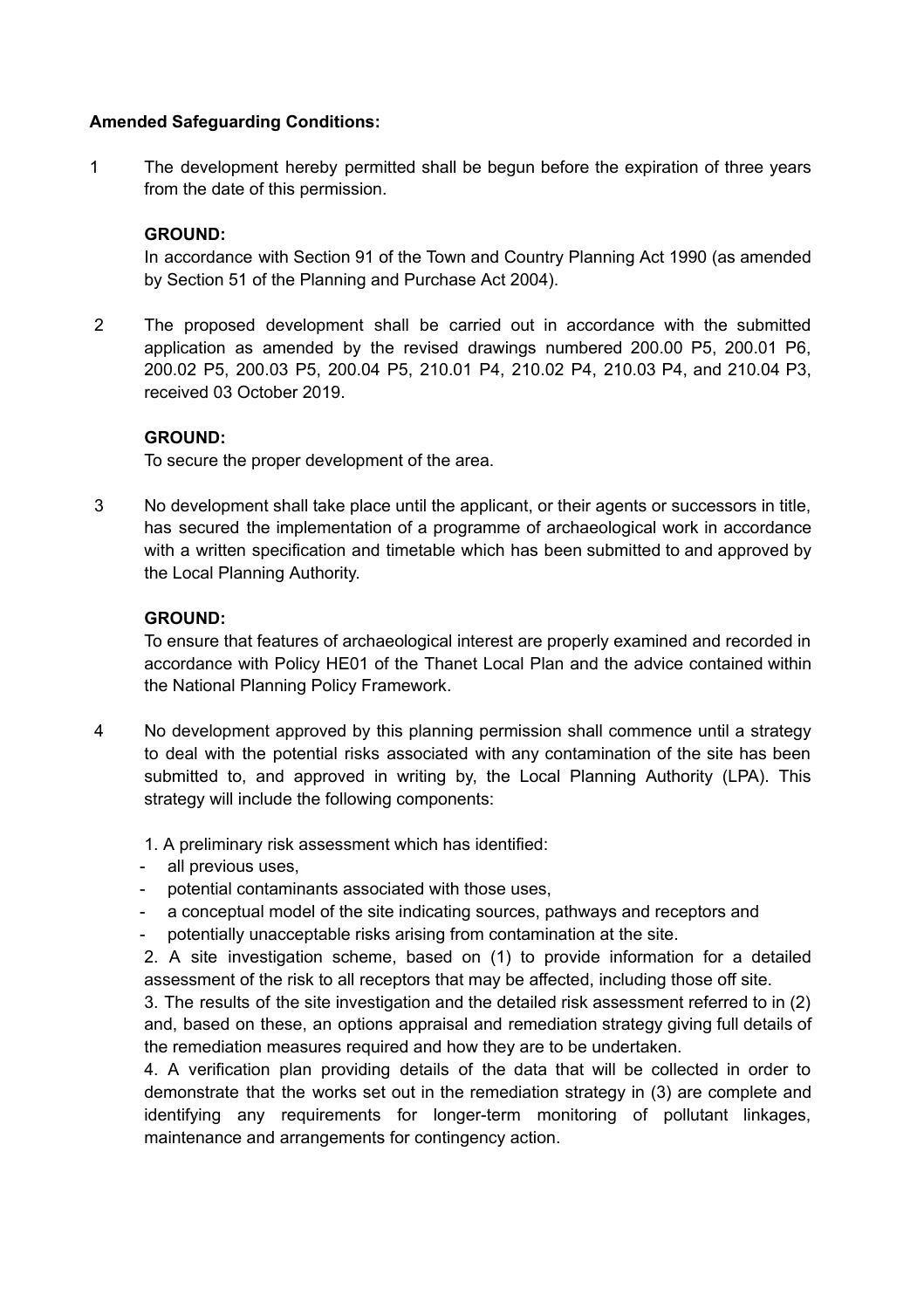**Amended Safeguarding Conditions:**

1 The development hereby permitted shall be begun before the expiration of three years from the date of this permission.

**GROUND:**
In accordance with Section 91 of the Town and Country Planning Act 1990 (as amended by Section 51 of the Planning and Purchase Act 2004).

2 The proposed development shall be carried out in accordance with the submitted application as amended by the revised drawings numbered 200.00 P5, 200.01 P6, 200.02 P5, 200.03 P5, 200.04 P5, 210.01 P4, 210.02 P4, 210.03 P4, and 210.04 P3, received 03 October 2019.

**GROUND:**
To secure the proper development of the area.

3 No development shall take place until the applicant, or their agents or successors in title, has secured the implementation of a programme of archaeological work in accordance with a written specification and timetable which has been submitted to and approved by the Local Planning Authority.

**GROUND:**
To ensure that features of archaeological interest are properly examined and recorded in accordance with Policy HE01 of the Thanet Local Plan and the advice contained within the National Planning Policy Framework.

4 No development approved by this planning permission shall commence until a strategy to deal with the potential risks associated with any contamination of the site has been submitted to, and approved in writing by, the Local Planning Authority (LPA). This strategy will include the following components:

1. A preliminary risk assessment which has identified:
   - all previous uses,
   - potential contaminants associated with those uses,
   - a conceptual model of the site indicating sources, pathways and receptors and
   - potentially unacceptable risks arising from contamination at the site.
2. A site investigation scheme, based on (1) to provide information for a detailed assessment of the risk to all receptors that may be affected, including those off site.
3. The results of the site investigation and the detailed risk assessment referred to in (2) and, based on these, an options appraisal and remediation strategy giving full details of the remediation measures required and how they are to be undertaken.
4. A verification plan providing details of the data that will be collected in order to demonstrate that the works set out in the remediation strategy in (3) are complete and identifying any requirements for longer-term monitoring of pollutant linkages, maintenance and arrangements for contingency action.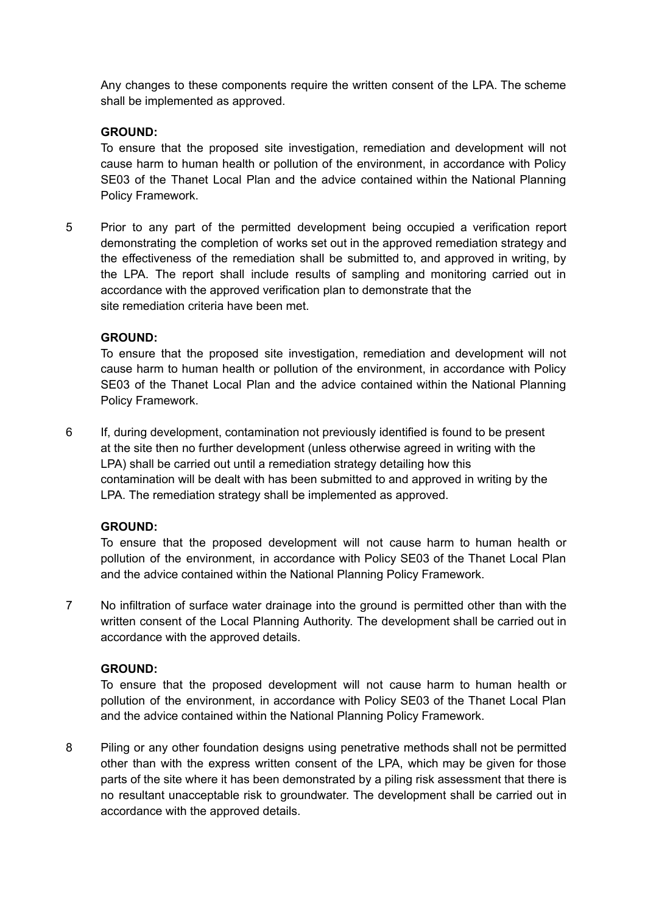Any changes to these components require the written consent of the LPA. The scheme shall be implemented as approved.

**GROUND:**

To ensure that the proposed site investigation, remediation and development will not cause harm to human health or pollution of the environment, in accordance with Policy SE03 of the Thanet Local Plan and the advice contained within the National Planning Policy Framework.

5 Prior to any part of the permitted development being occupied a verification report demonstrating the completion of works set out in the approved remediation strategy and the effectiveness of the remediation shall be submitted to, and approved in writing, by the LPA. The report shall include results of sampling and monitoring carried out in accordance with the approved verification plan to demonstrate that the site remediation criteria have been met.

**GROUND:**

To ensure that the proposed site investigation, remediation and development will not cause harm to human health or pollution of the environment, in accordance with Policy SE03 of the Thanet Local Plan and the advice contained within the National Planning Policy Framework.

6 If, during development, contamination not previously identified is found to be present at the site then no further development (unless otherwise agreed in writing with the LPA) shall be carried out until a remediation strategy detailing how this contamination will be dealt with has been submitted to and approved in writing by the LPA. The remediation strategy shall be implemented as approved.

**GROUND:**

To ensure that the proposed development will not cause harm to human health or pollution of the environment, in accordance with Policy SE03 of the Thanet Local Plan and the advice contained within the National Planning Policy Framework.

7 No infiltration of surface water drainage into the ground is permitted other than with the written consent of the Local Planning Authority. The development shall be carried out in accordance with the approved details.

**GROUND:**

To ensure that the proposed development will not cause harm to human health or pollution of the environment, in accordance with Policy SE03 of the Thanet Local Plan and the advice contained within the National Planning Policy Framework.

8 Piling or any other foundation designs using penetrative methods shall not be permitted other than with the express written consent of the LPA, which may be given for those parts of the site where it has been demonstrated by a piling risk assessment that there is no resultant unacceptable risk to groundwater. The development shall be carried out in accordance with the approved details.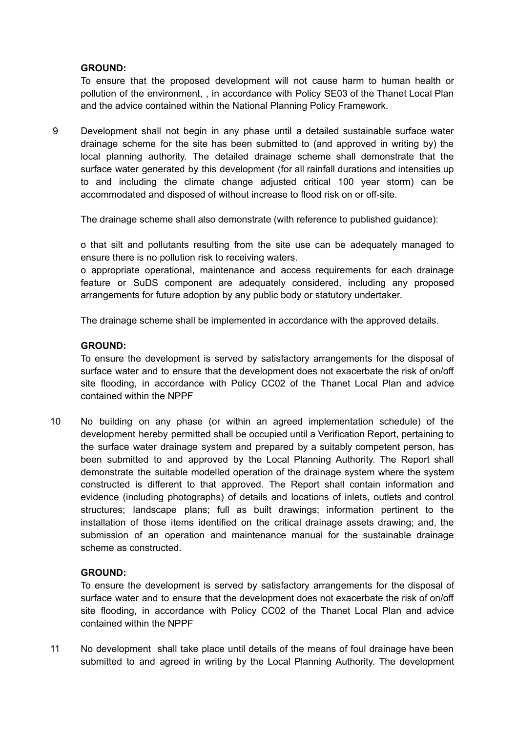**GROUND:**

To ensure that the proposed development will not cause harm to human health or pollution of the environment, , in accordance with Policy SE03 of the Thanet Local Plan and the advice contained within the National Planning Policy Framework.

9 Development shall not begin in any phase until a detailed sustainable surface water drainage scheme for the site has been submitted to (and approved in writing by) the local planning authority. The detailed drainage scheme shall demonstrate that the surface water generated by this development (for all rainfall durations and intensities up to and including the climate change adjusted critical 100 year storm) can be accommodated and disposed of without increase to flood risk on or off-site.

The drainage scheme shall also demonstrate (with reference to published guidance):

o that silt and pollutants resulting from the site use can be adequately managed to ensure there is no pollution risk to receiving waters.

o appropriate operational, maintenance and access requirements for each drainage feature or SuDS component are adequately considered, including any proposed arrangements for future adoption by any public body or statutory undertaker.

The drainage scheme shall be implemented in accordance with the approved details.

**GROUND:**

To ensure the development is served by satisfactory arrangements for the disposal of surface water and to ensure that the development does not exacerbate the risk of on/off site flooding, in accordance with Policy CC02 of the Thanet Local Plan and advice contained within the NPPF

10 No building on any phase (or within an agreed implementation schedule) of the development hereby permitted shall be occupied until a Verification Report, pertaining to the surface water drainage system and prepared by a suitably competent person, has been submitted to and approved by the Local Planning Authority. The Report shall demonstrate the suitable modelled operation of the drainage system where the system constructed is different to that approved. The Report shall contain information and evidence (including photographs) of details and locations of inlets, outlets and control structures; landscape plans; full as built drawings; information pertinent to the installation of those items identified on the critical drainage assets drawing; and, the submission of an operation and maintenance manual for the sustainable drainage scheme as constructed.

**GROUND:**

To ensure the development is served by satisfactory arrangements for the disposal of surface water and to ensure that the development does not exacerbate the risk of on/off site flooding, in accordance with Policy CC02 of the Thanet Local Plan and advice contained within the NPPF

11 No development shall take place until details of the means of foul drainage have been submitted to and agreed in writing by the Local Planning Authority. The development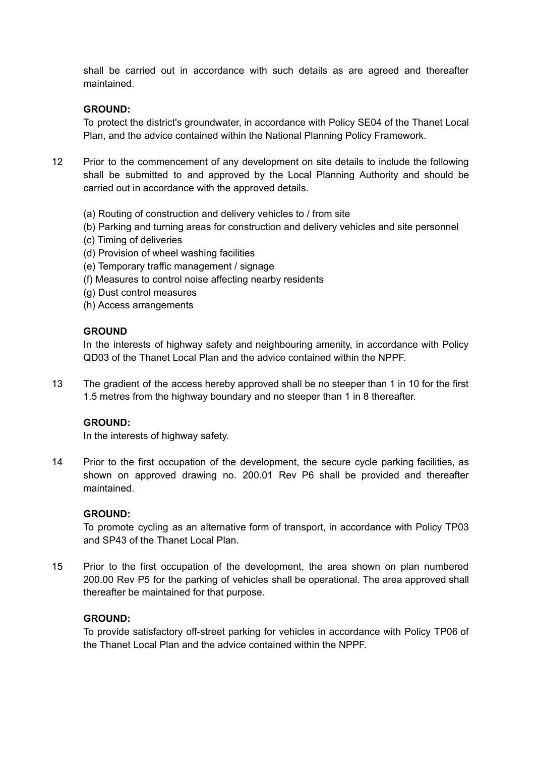shall be carried out in accordance with such details as are agreed and thereafter maintained.

**GROUND:**
To protect the district's groundwater, in accordance with Policy SE04 of the Thanet Local Plan, and the advice contained within the National Planning Policy Framework.

12 Prior to the commencement of any development on site details to include the following shall be submitted to and approved by the Local Planning Authority and should be carried out in accordance with the approved details.

(a) Routing of construction and delivery vehicles to / from site
(b) Parking and turning areas for construction and delivery vehicles and site personnel
(c) Timing of deliveries
(d) Provision of wheel washing facilities
(e) Temporary traffic management / signage
(f) Measures to control noise affecting nearby residents
(g) Dust control measures
(h) Access arrangements

**GROUND**
In the interests of highway safety and neighbouring amenity, in accordance with Policy QD03 of the Thanet Local Plan and the advice contained within the NPPF.

13 The gradient of the access hereby approved shall be no steeper than 1 in 10 for the first 1.5 metres from the highway boundary and no steeper than 1 in 8 thereafter.

**GROUND:**
In the interests of highway safety.

14 Prior to the first occupation of the development, the secure cycle parking facilities, as shown on approved drawing no. 200.01 Rev P6 shall be provided and thereafter maintained.

**GROUND:**
To promote cycling as an alternative form of transport, in accordance with Policy TP03 and SP43 of the Thanet Local Plan.

15 Prior to the first occupation of the development, the area shown on plan numbered 200.00 Rev P5 for the parking of vehicles shall be operational. The area approved shall thereafter be maintained for that purpose.

**GROUND:**
To provide satisfactory off-street parking for vehicles in accordance with Policy TP06 of the Thanet Local Plan and the advice contained within the NPPF.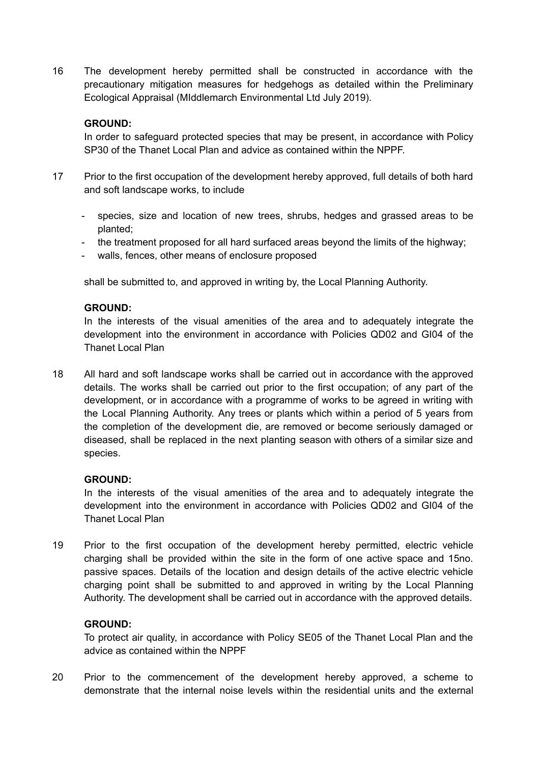16 The development hereby permitted shall be constructed in accordance with the precautionary mitigation measures for hedgehogs as detailed within the Preliminary Ecological Appraisal (MIddlemarch Environmental Ltd July 2019).

**GROUND:**
In order to safeguard protected species that may be present, in accordance with Policy SP30 of the Thanet Local Plan and advice as contained within the NPPF.

17 Prior to the first occupation of the development hereby approved, full details of both hard and soft landscape works, to include

- species, size and location of new trees, shrubs, hedges and grassed areas to be planted;
- the treatment proposed for all hard surfaced areas beyond the limits of the highway;
- walls, fences, other means of enclosure proposed

shall be submitted to, and approved in writing by, the Local Planning Authority.

**GROUND:**
In the interests of the visual amenities of the area and to adequately integrate the development into the environment in accordance with Policies QD02 and GI04 of the Thanet Local Plan

18 All hard and soft landscape works shall be carried out in accordance with the approved details. The works shall be carried out prior to the first occupation; of any part of the development, or in accordance with a programme of works to be agreed in writing with the Local Planning Authority. Any trees or plants which within a period of 5 years from the completion of the development die, are removed or become seriously damaged or diseased, shall be replaced in the next planting season with others of a similar size and species.

**GROUND:**
In the interests of the visual amenities of the area and to adequately integrate the development into the environment in accordance with Policies QD02 and GI04 of the Thanet Local Plan

19 Prior to the first occupation of the development hereby permitted, electric vehicle charging shall be provided within the site in the form of one active space and 15no. passive spaces. Details of the location and design details of the active electric vehicle charging point shall be submitted to and approved in writing by the Local Planning Authority. The development shall be carried out in accordance with the approved details.

**GROUND:**
To protect air quality, in accordance with Policy SE05 of the Thanet Local Plan and the advice as contained within the NPPF

20 Prior to the commencement of the development hereby approved, a scheme to demonstrate that the internal noise levels within the residential units and the external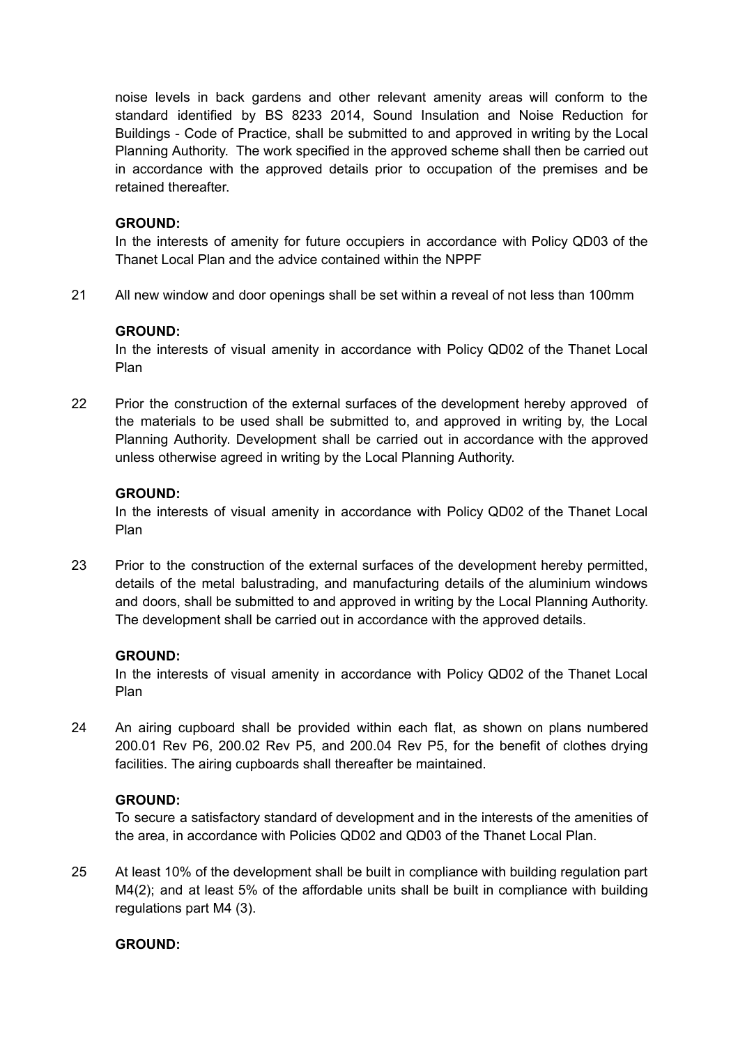noise levels in back gardens and other relevant amenity areas will conform to the standard identified by BS 8233 2014, Sound Insulation and Noise Reduction for Buildings - Code of Practice, shall be submitted to and approved in writing by the Local Planning Authority. The work specified in the approved scheme shall then be carried out in accordance with the approved details prior to occupation of the premises and be retained thereafter.

**GROUND:**
In the interests of amenity for future occupiers in accordance with Policy QD03 of the Thanet Local Plan and the advice contained within the NPPF

21 All new window and door openings shall be set within a reveal of not less than 100mm

**GROUND:**
In the interests of visual amenity in accordance with Policy QD02 of the Thanet Local Plan

22 Prior the construction of the external surfaces of the development hereby approved of the materials to be used shall be submitted to, and approved in writing by, the Local Planning Authority. Development shall be carried out in accordance with the approved unless otherwise agreed in writing by the Local Planning Authority.

**GROUND:**
In the interests of visual amenity in accordance with Policy QD02 of the Thanet Local Plan

23 Prior to the construction of the external surfaces of the development hereby permitted, details of the metal balustrading, and manufacturing details of the aluminium windows and doors, shall be submitted to and approved in writing by the Local Planning Authority. The development shall be carried out in accordance with the approved details.

**GROUND:**
In the interests of visual amenity in accordance with Policy QD02 of the Thanet Local Plan

24 An airing cupboard shall be provided within each flat, as shown on plans numbered 200.01 Rev P6, 200.02 Rev P5, and 200.04 Rev P5, for the benefit of clothes drying facilities. The airing cupboards shall thereafter be maintained.

**GROUND:**
To secure a satisfactory standard of development and in the interests of the amenities of the area, in accordance with Policies QD02 and QD03 of the Thanet Local Plan.

25 At least 10% of the development shall be built in compliance with building regulation part M4(2); and at least 5% of the affordable units shall be built in compliance with building regulations part M4 (3).

**GROUND:**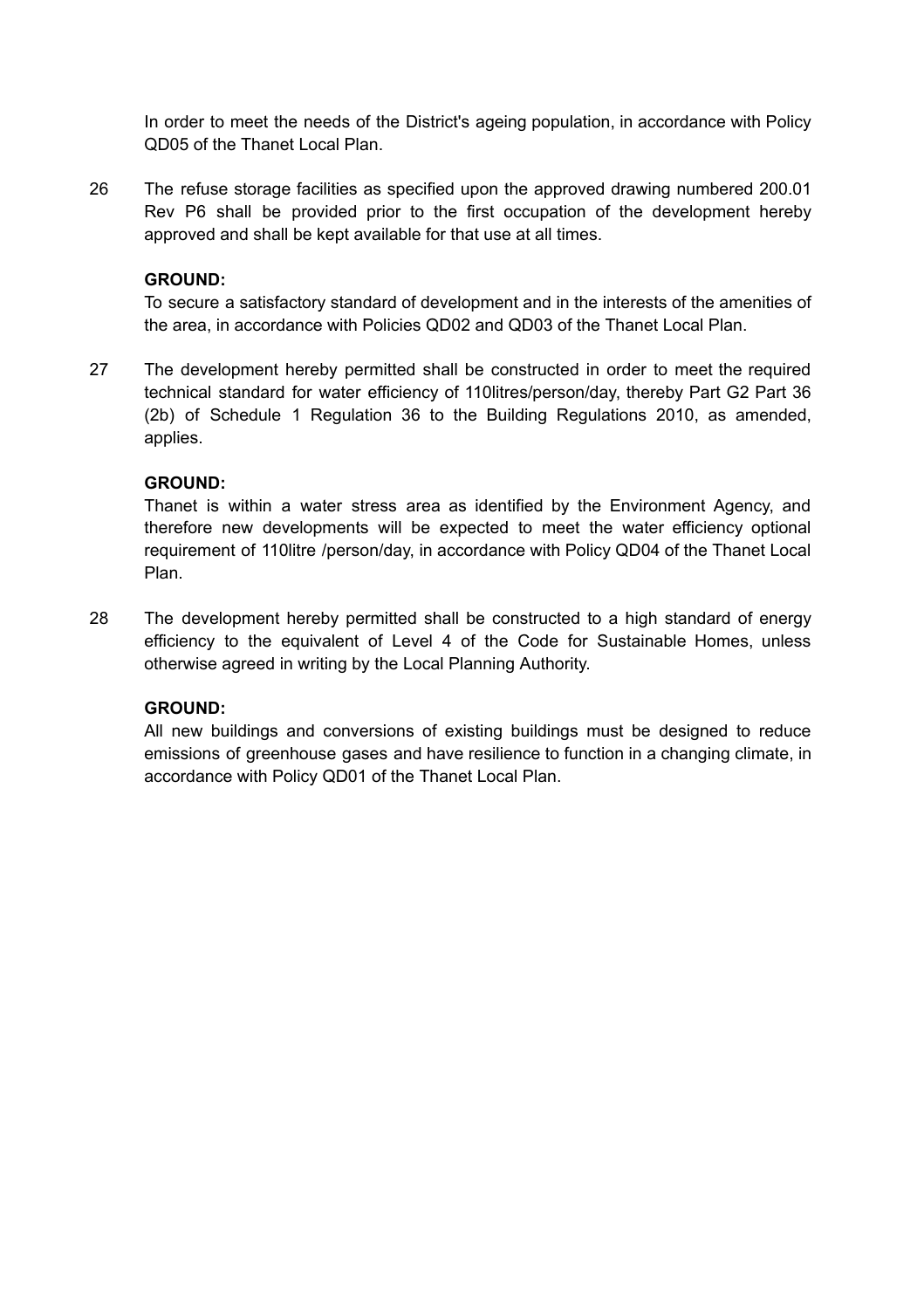In order to meet the needs of the District's ageing population, in accordance with Policy QD05 of the Thanet Local Plan.

26 The refuse storage facilities as specified upon the approved drawing numbered 200.01 Rev P6 shall be provided prior to the first occupation of the development hereby approved and shall be kept available for that use at all times.

**GROUND:**
To secure a satisfactory standard of development and in the interests of the amenities of the area, in accordance with Policies QD02 and QD03 of the Thanet Local Plan.

27 The development hereby permitted shall be constructed in order to meet the required technical standard for water efficiency of 110litres/person/day, thereby Part G2 Part 36 (2b) of Schedule 1 Regulation 36 to the Building Regulations 2010, as amended, applies.

**GROUND:**
Thanet is within a water stress area as identified by the Environment Agency, and therefore new developments will be expected to meet the water efficiency optional requirement of 110litre /person/day, in accordance with Policy QD04 of the Thanet Local Plan.

28 The development hereby permitted shall be constructed to a high standard of energy efficiency to the equivalent of Level 4 of the Code for Sustainable Homes, unless otherwise agreed in writing by the Local Planning Authority.

**GROUND:**
All new buildings and conversions of existing buildings must be designed to reduce emissions of greenhouse gases and have resilience to function in a changing climate, in accordance with Policy QD01 of the Thanet Local Plan.